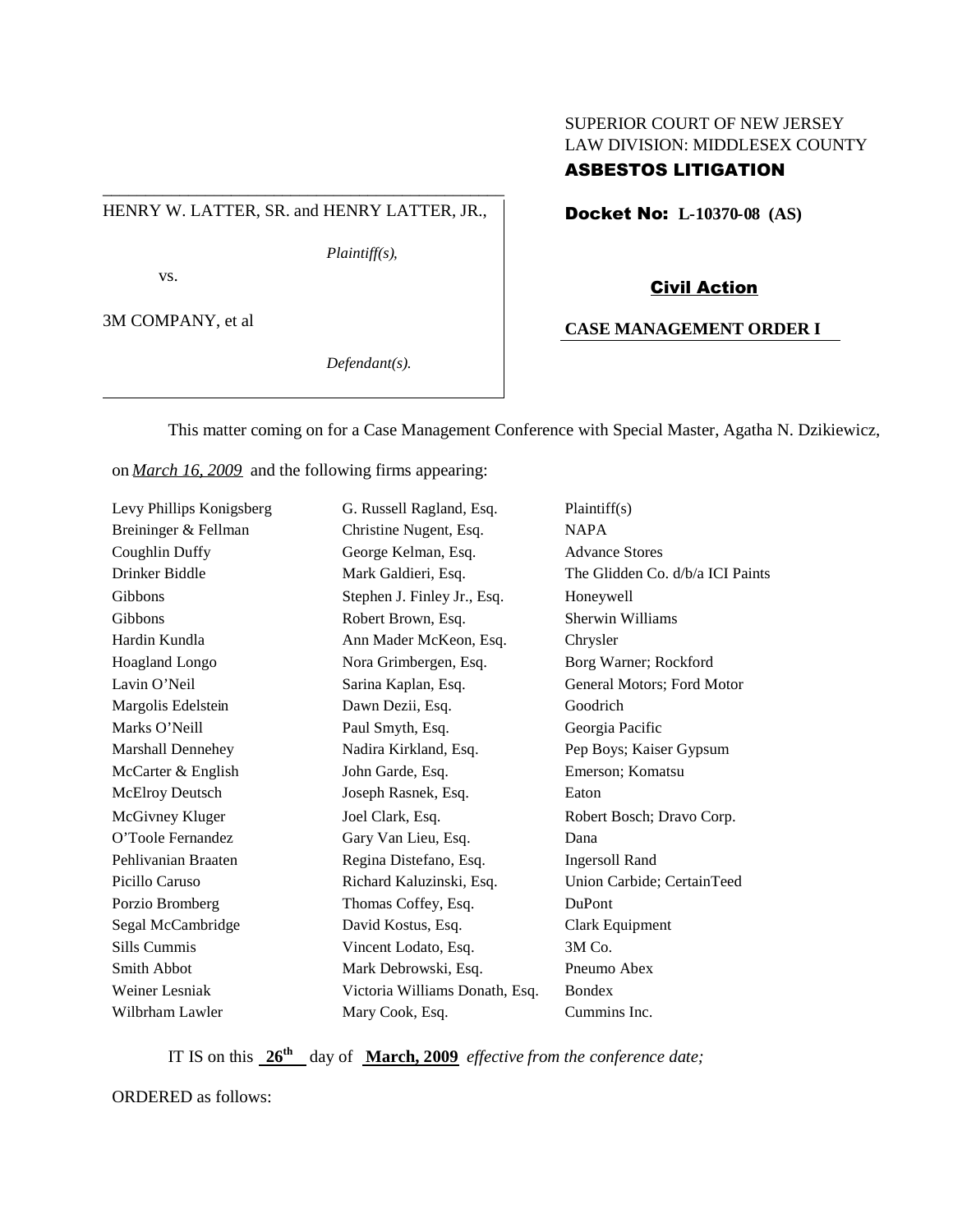SUPERIOR COURT OF NEW JERSEY
LAW DIVISION: MIDDLESEX COUNTY
**ASBESTOS LITIGATION**

HENRY W. LATTER, SR. and HENRY LATTER, JR.,

*Plaintiff(s),*

vs.

3M COMPANY, et al

*Defendant(s).*

**Docket No: L-10370-08 (AS)**

**Civil Action**

**CASE MANAGEMENT ORDER I**

This matter coming on for a Case Management Conference with Special Master, Agatha N. Dzikiewicz, on *March 16, 2009* and the following firms appearing:

| | | |
|---|---|---|
| Levy Phillips Konigsberg | G. Russell Ragland, Esq. | Plaintiff(s) |
| Breininger & Fellman | Christine Nugent, Esq. | NAPA |
| Coughlin Duffy | George Kelman, Esq. | Advance Stores |
| Drinker Biddle | Mark Galdieri, Esq. | The Glidden Co. d/b/a ICI Paints |
| Gibbons | Stephen J. Finley Jr., Esq. | Honeywell |
| Gibbons | Robert Brown, Esq. | Sherwin Williams |
| Hardin Kundla | Ann Mader McKeon, Esq. | Chrysler |
| Hoagland Longo | Nora Grimbergen, Esq. | Borg Warner; Rockford |
| Lavin O'Neil | Sarina Kaplan, Esq. | General Motors; Ford Motor |
| Margolis Edelstein | Dawn Dezii, Esq. | Goodrich |
| Marks O'Neill | Paul Smyth, Esq. | Georgia Pacific |
| Marshall Dennehey | Nadira Kirkland, Esq. | Pep Boys; Kaiser Gypsum |
| McCarter & English | John Garde, Esq. | Emerson; Komatsu |
| McElroy Deutsch | Joseph Rasnek, Esq. | Eaton |
| McGivney Kluger | Joel Clark, Esq. | Robert Bosch; Dravo Corp. |
| O'Toole Fernandez | Gary Van Lieu, Esq. | Dana |
| Pehlivanian Braaten | Regina Distefano, Esq. | Ingersoll Rand |
| Picillo Caruso | Richard Kaluzinski, Esq. | Union Carbide; CertainTeed |
| Porzio Bromberg | Thomas Coffey, Esq. | DuPont |
| Segal McCambridge | David Kostus, Esq. | Clark Equipment |
| Sills Cummis | Vincent Lodato, Esq. | 3M Co. |
| Smith Abbot | Mark Debrowski, Esq. | Pneumo Abex |
| Weiner Lesniak | Victoria Williams Donath, Esq. | Bondex |
| Wilbrham Lawler | Mary Cook, Esq. | Cummins Inc. |

IT IS on this **26th** day of **March, 2009** *effective from the conference date;*

ORDERED as follows: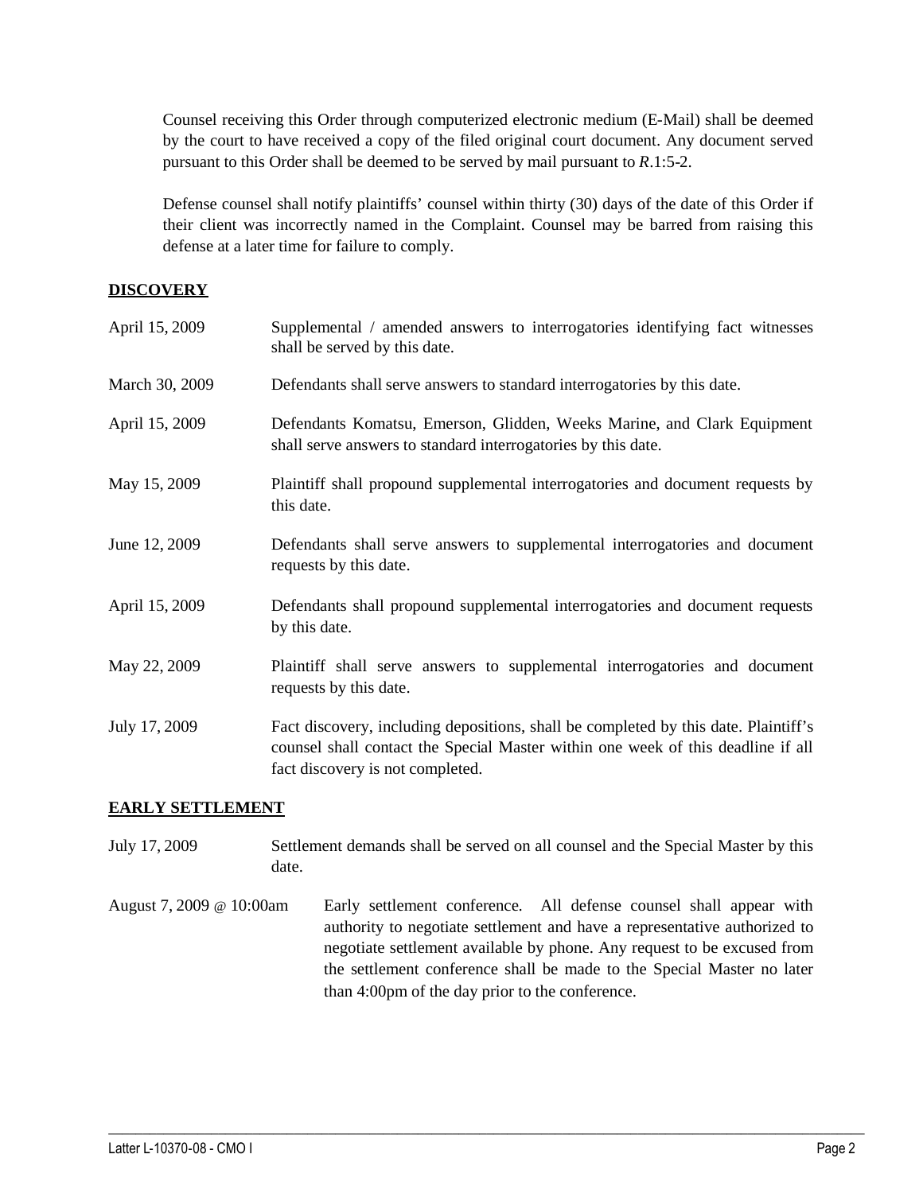Counsel receiving this Order through computerized electronic medium (E-Mail) shall be deemed by the court to have received a copy of the filed original court document. Any document served pursuant to this Order shall be deemed to be served by mail pursuant to *R*.1:5-2.

Defense counsel shall notify plaintiffs' counsel within thirty (30) days of the date of this Order if their client was incorrectly named in the Complaint. Counsel may be barred from raising this defense at a later time for failure to comply.

**DISCOVERY**

| | |
|---|---|
| April 15, 2009 | Supplemental / amended answers to interrogatories identifying fact witnesses shall be served by this date. |
| March 30, 2009 | Defendants shall serve answers to standard interrogatories by this date. |
| April 15, 2009 | Defendants Komatsu, Emerson, Glidden, Weeks Marine, and Clark Equipment shall serve answers to standard interrogatories by this date. |
| May 15, 2009 | Plaintiff shall propound supplemental interrogatories and document requests by this date. |
| June 12, 2009 | Defendants shall serve answers to supplemental interrogatories and document requests by this date. |
| April 15, 2009 | Defendants shall propound supplemental interrogatories and document requests by this date. |
| May 22, 2009 | Plaintiff shall serve answers to supplemental interrogatories and document requests by this date. |
| July 17, 2009 | Fact discovery, including depositions, shall be completed by this date. Plaintiff's counsel shall contact the Special Master within one week of this deadline if all fact discovery is not completed. |

**EARLY SETTLEMENT**

| | |
|---|---|
| July 17, 2009 | Settlement demands shall be served on all counsel and the Special Master by this date. |
| August 7, 2009 @ 10:00am | Early settlement conference. All defense counsel shall appear with authority to negotiate settlement and have a representative authorized to negotiate settlement available by phone. Any request to be excused from the settlement conference shall be made to the Special Master no later than 4:00pm of the day prior to the conference. |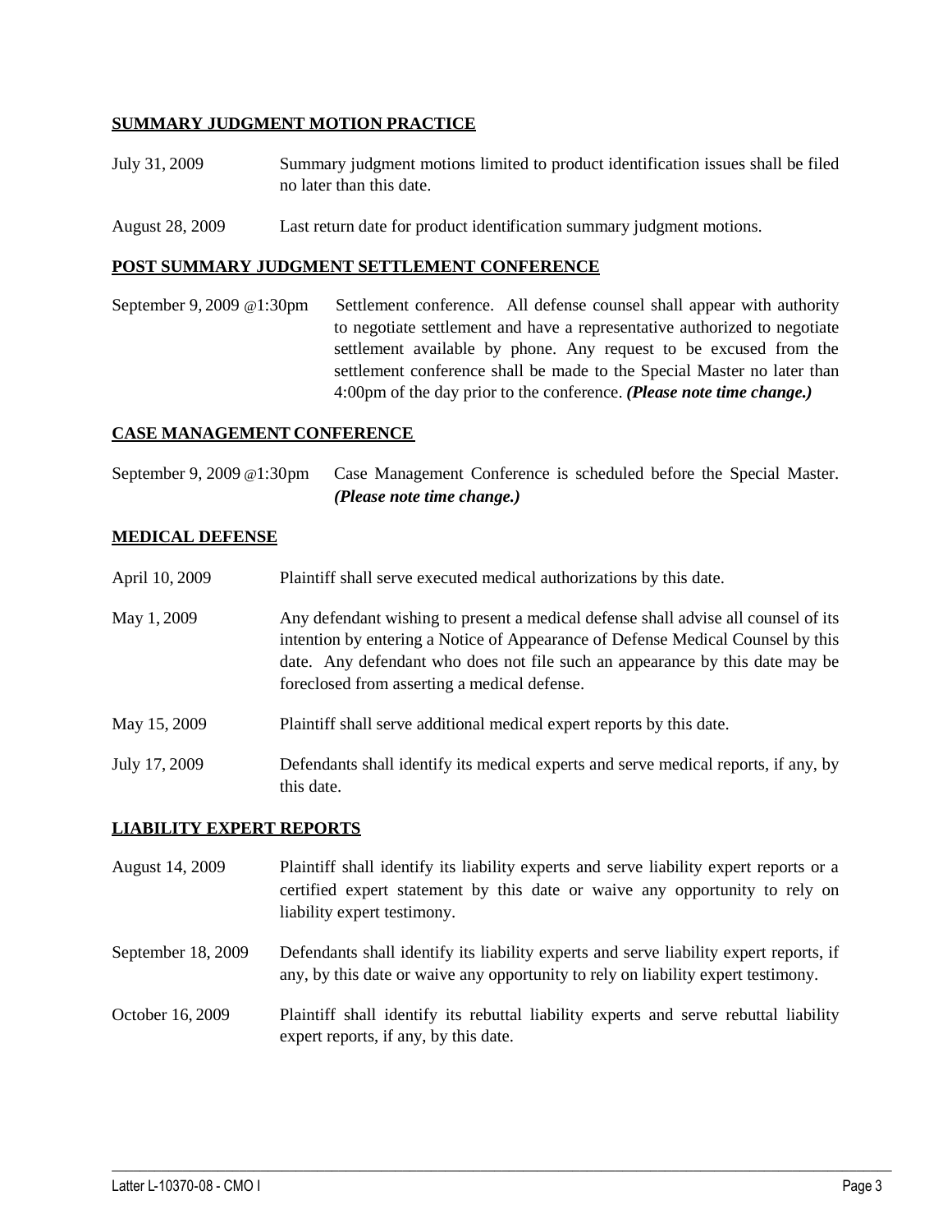## SUMMARY JUDGMENT MOTION PRACTICE

July 31, 2009 — Summary judgment motions limited to product identification issues shall be filed no later than this date.

August 28, 2009 — Last return date for product identification summary judgment motions.

## POST SUMMARY JUDGMENT SETTLEMENT CONFERENCE

September 9, 2009 @1:30pm — Settlement conference. All defense counsel shall appear with authority to negotiate settlement and have a representative authorized to negotiate settlement available by phone. Any request to be excused from the settlement conference shall be made to the Special Master no later than 4:00pm of the day prior to the conference. ***(Please note time change.)***

## CASE MANAGEMENT CONFERENCE

September 9, 2009 @1:30pm — Case Management Conference is scheduled before the Special Master. ***(Please note time change.)***

## MEDICAL DEFENSE

April 10, 2009 — Plaintiff shall serve executed medical authorizations by this date.

May 1, 2009 — Any defendant wishing to present a medical defense shall advise all counsel of its intention by entering a Notice of Appearance of Defense Medical Counsel by this date. Any defendant who does not file such an appearance by this date may be foreclosed from asserting a medical defense.

May 15, 2009 — Plaintiff shall serve additional medical expert reports by this date.

July 17, 2009 — Defendants shall identify its medical experts and serve medical reports, if any, by this date.

## LIABILITY EXPERT REPORTS

August 14, 2009 — Plaintiff shall identify its liability experts and serve liability expert reports or a certified expert statement by this date or waive any opportunity to rely on liability expert testimony.

September 18, 2009 — Defendants shall identify its liability experts and serve liability expert reports, if any, by this date or waive any opportunity to rely on liability expert testimony.

October 16, 2009 — Plaintiff shall identify its rebuttal liability experts and serve rebuttal liability expert reports, if any, by this date.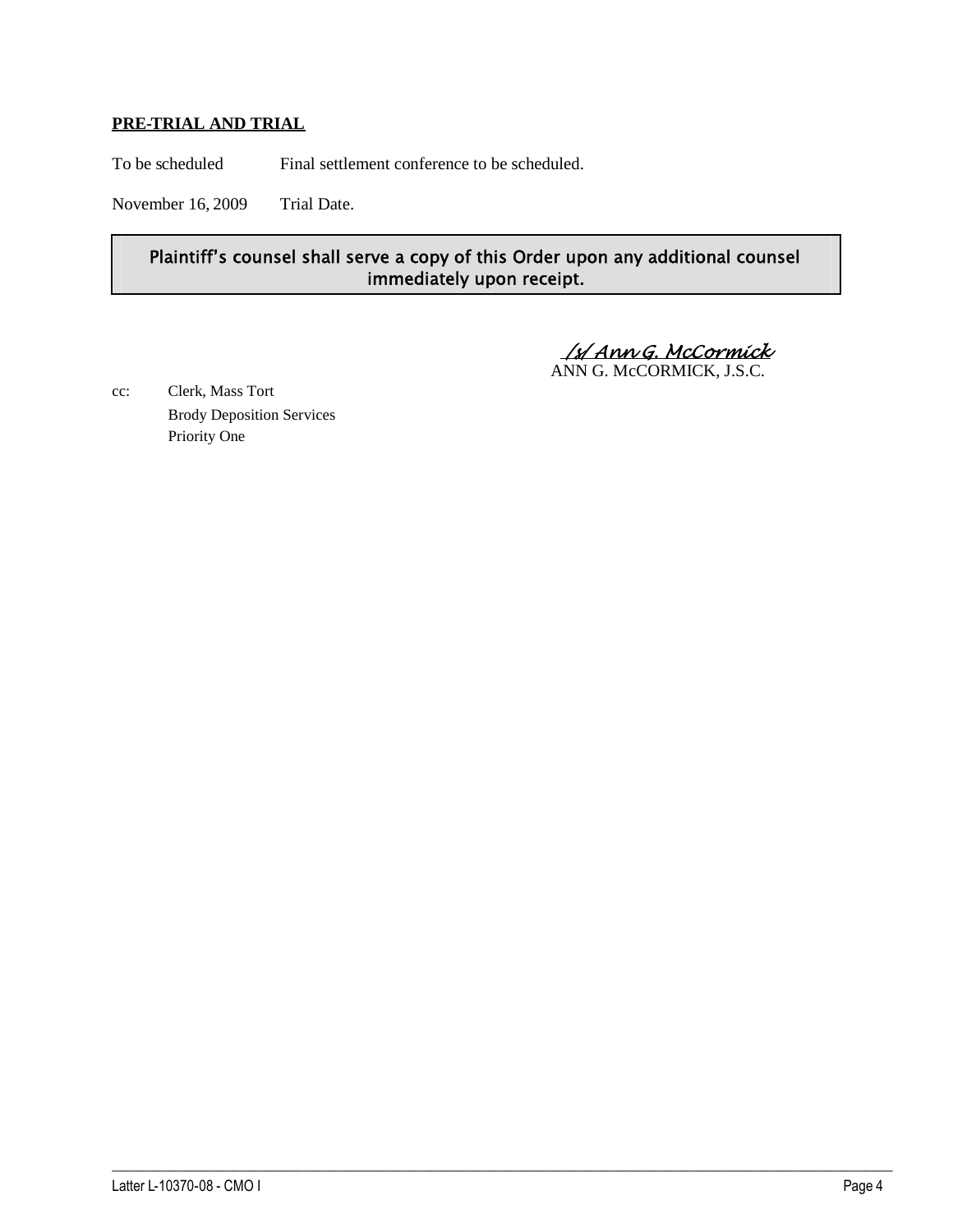**PRE-TRIAL AND TRIAL**

| | |
|---|---|
| To be scheduled | Final settlement conference to be scheduled. |
| November 16, 2009 | Trial Date. |

**Plaintiff's counsel shall serve a copy of this Order upon any additional counsel immediately upon receipt.**

*/s/ Ann G. McCormick*
ANN G. McCORMICK, J.S.C.

cc: Clerk, Mass Tort
Brody Deposition Services
Priority One